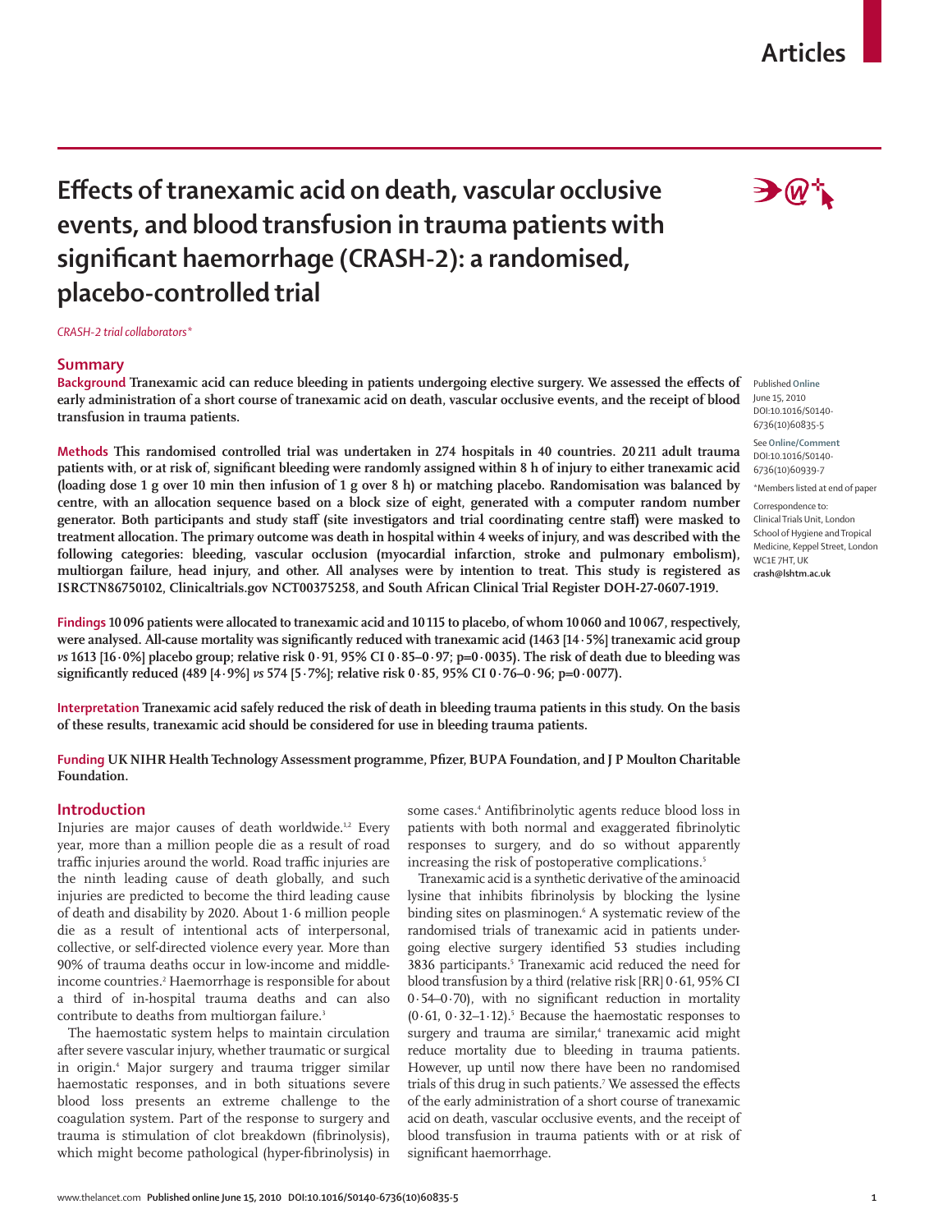# Effects of tranexamic acid on death, vascular occlusive events, and blood transfusion in trauma patients with significant haemorrhage (CRASH-2): a randomised, placebo-controlled trial

*CRASH-2 trial collaborators**

## Summary

**Background** Tranexamic acid can reduce bleeding in patients undergoing elective surgery. We assessed the effects of early administration of a short course of tranexamic acid on death, vascular occlusive events, and the receipt of blood transfusion in trauma patients.

**Methods** This randomised controlled trial was undertaken in 274 hospitals in 40 countries. 20 211 adult trauma patients with, or at risk of, significant bleeding were randomly assigned within 8 h of injury to either tranexamic acid (loading dose 1 g over 10 min then infusion of 1 g over 8 h) or matching placebo. Randomisation was balanced by centre, with an allocation sequence based on a block size of eight, generated with a computer random number generator. Both participants and study staff (site investigators and trial coordinating centre staff) were masked to treatment allocation. The primary outcome was death in hospital within 4 weeks of injury, and was described with the following categories: bleeding, vascular occlusion (myocardial infarction, stroke and pulmonary embolism), multiorgan failure, head injury, and other. All analyses were by intention to treat. This study is registered as ISRCTN86750102, Clinicaltrials.gov NCT00375258, and South African Clinical Trial Register DOH-27-0607-1919.

**Findings** 10 096 patients were allocated to tranexamic acid and 10 115 to placebo, of whom 10 060 and 10 067, respectively, were analysed. All-cause mortality was significantly reduced with tranexamic acid (1463 [14·5%] tranexamic acid group *vs* 1613 [16·0%] placebo group; relative risk 0·91, 95% CI 0·85–0·97; p=0·0035). The risk of death due to bleeding was significantly reduced (489 [4·9%] *vs* 574 [5·7%]; relative risk 0·85, 95% CI 0·76–0·96; p=0·0077).

**Interpretation** Tranexamic acid safely reduced the risk of death in bleeding trauma patients in this study. On the basis of these results, tranexamic acid should be considered for use in bleeding trauma patients.

**Funding** UK NIHR Health Technology Assessment programme, Pfizer, BUPA Foundation, and J P Moulton Charitable Foundation.

Published **Online** June 15, 2010 DOI:10.1016/S0140-6736(10)60835-5

See **Online/Comment** DOI:10.1016/S0140-6736(10)60939-7

*Members listed at end of paper

Correspondence to: Clinical Trials Unit, London School of Hygiene and Tropical Medicine, Keppel Street, London WC1E 7HT, UK **crash@lshtm.ac.uk**

## Introduction

Injuries are major causes of death worldwide.[1,2] Every year, more than a million people die as a result of road traffic injuries around the world. Road traffic injuries are the ninth leading cause of death globally, and such injuries are predicted to become the third leading cause of death and disability by 2020. About 1·6 million people die as a result of intentional acts of interpersonal, collective, or self-directed violence every year. More than 90% of trauma deaths occur in low-income and middle-income countries.[2] Haemorrhage is responsible for about a third of in-hospital trauma deaths and can also contribute to deaths from multiorgan failure.[3]

The haemostatic system helps to maintain circulation after severe vascular injury, whether traumatic or surgical in origin.[4] Major surgery and trauma trigger similar haemostatic responses, and in both situations severe blood loss presents an extreme challenge to the coagulation system. Part of the response to surgery and trauma is stimulation of clot breakdown (fibrinolysis), which might become pathological (hyper-fibrinolysis) in some cases.[4] Antifibrinolytic agents reduce blood loss in patients with both normal and exaggerated fibrinolytic responses to surgery, and do so without apparently increasing the risk of postoperative complications.[5]

Tranexamic acid is a synthetic derivative of the aminoacid lysine that inhibits fibrinolysis by blocking the lysine binding sites on plasminogen.[6] A systematic review of the randomised trials of tranexamic acid in patients undergoing elective surgery identified 53 studies including 3836 participants.[5] Tranexamic acid reduced the need for blood transfusion by a third (relative risk [RR] 0·61, 95% CI 0·54–0·70), with no significant reduction in mortality (0·61, 0·32–1·12).[5] Because the haemostatic responses to surgery and trauma are similar,[4] tranexamic acid might reduce mortality due to bleeding in trauma patients. However, up until now there have been no randomised trials of this drug in such patients.[7] We assessed the effects of the early administration of a short course of tranexamic acid on death, vascular occlusive events, and the receipt of blood transfusion in trauma patients with or at risk of significant haemorrhage.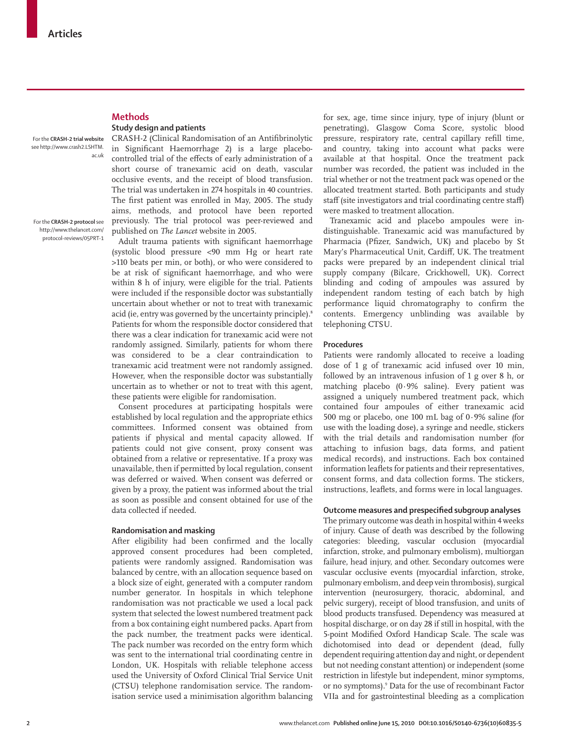## Methods

### Study design and patients

For the **CRASH-2 trial website** see http://www.crash2.LSHTM.ac.uk

CRASH-2 (Clinical Randomisation of an Antifibrinolytic in Significant Haemorrhage 2) is a large placebo-controlled trial of the effects of early administration of a short course of tranexamic acid on death, vascular occlusive events, and the receipt of blood transfusion. The trial was undertaken in 274 hospitals in 40 countries. The first patient was enrolled in May, 2005. The study aims, methods, and protocol have been reported previously. The trial protocol was peer-reviewed and published on *The Lancet* website in 2005.

For the **CRASH-2 protocol** see http://www.thelancet.com/protocol-reviews/05PRT-1

Adult trauma patients with significant haemorrhage (systolic blood pressure <90 mm Hg or heart rate >110 beats per min, or both), or who were considered to be at risk of significant haemorrhage, and who were within 8 h of injury, were eligible for the trial. Patients were included if the responsible doctor was substantially uncertain about whether or not to treat with tranexamic acid (ie, entry was governed by the uncertainty principle).[8] Patients for whom the responsible doctor considered that there was a clear indication for tranexamic acid were not randomly assigned. Similarly, patients for whom there was considered to be a clear contraindication to tranexamic acid treatment were not randomly assigned. However, when the responsible doctor was substantially uncertain as to whether or not to treat with this agent, these patients were eligible for randomisation.

Consent procedures at participating hospitals were established by local regulation and the appropriate ethics committees. Informed consent was obtained from patients if physical and mental capacity allowed. If patients could not give consent, proxy consent was obtained from a relative or representative. If a proxy was unavailable, then if permitted by local regulation, consent was deferred or waived. When consent was deferred or given by a proxy, the patient was informed about the trial as soon as possible and consent obtained for use of the data collected if needed.

### Randomisation and masking

After eligibility had been confirmed and the locally approved consent procedures had been completed, patients were randomly assigned. Randomisation was balanced by centre, with an allocation sequence based on a block size of eight, generated with a computer random number generator. In hospitals in which telephone randomisation was not practicable we used a local pack system that selected the lowest numbered treatment pack from a box containing eight numbered packs. Apart from the pack number, the treatment packs were identical. The pack number was recorded on the entry form which was sent to the international trial coordinating centre in London, UK. Hospitals with reliable telephone access used the University of Oxford Clinical Trial Service Unit (CTSU) telephone randomisation service. The randomisation service used a minimisation algorithm balancing for sex, age, time since injury, type of injury (blunt or penetrating), Glasgow Coma Score, systolic blood pressure, respiratory rate, central capillary refill time, and country, taking into account what packs were available at that hospital. Once the treatment pack number was recorded, the patient was included in the trial whether or not the treatment pack was opened or the allocated treatment started. Both participants and study staff (site investigators and trial coordinating centre staff) were masked to treatment allocation.

Tranexamic acid and placebo ampoules were indistinguishable. Tranexamic acid was manufactured by Pharmacia (Pfizer, Sandwich, UK) and placebo by St Mary's Pharmaceutical Unit, Cardiff, UK. The treatment packs were prepared by an independent clinical trial supply company (Bilcare, Crickhowell, UK). Correct blinding and coding of ampoules was assured by independent random testing of each batch by high performance liquid chromatography to confirm the contents. Emergency unblinding was available by telephoning CTSU.

### Procedures

Patients were randomly allocated to receive a loading dose of 1 g of tranexamic acid infused over 10 min, followed by an intravenous infusion of 1 g over 8 h, or matching placebo (0·9% saline). Every patient was assigned a uniquely numbered treatment pack, which contained four ampoules of either tranexamic acid 500 mg or placebo, one 100 mL bag of 0·9% saline (for use with the loading dose), a syringe and needle, stickers with the trial details and randomisation number (for attaching to infusion bags, data forms, and patient medical records), and instructions. Each box contained information leaflets for patients and their representatives, consent forms, and data collection forms. The stickers, instructions, leaflets, and forms were in local languages.

### Outcome measures and prespecified subgroup analyses

The primary outcome was death in hospital within 4 weeks of injury. Cause of death was described by the following categories: bleeding, vascular occlusion (myocardial infarction, stroke, and pulmonary embolism), multiorgan failure, head injury, and other. Secondary outcomes were vascular occlusive events (myocardial infarction, stroke, pulmonary embolism, and deep vein thrombosis), surgical intervention (neurosurgery, thoracic, abdominal, and pelvic surgery), receipt of blood transfusion, and units of blood products transfused. Dependency was measured at hospital discharge, or on day 28 if still in hospital, with the 5-point Modified Oxford Handicap Scale. The scale was dichotomised into dead or dependent (dead, fully dependent requiring attention day and night, or dependent but not needing constant attention) or independent (some restriction in lifestyle but independent, minor symptoms, or no symptoms).[9] Data for the use of recombinant Factor VIIa and for gastrointestinal bleeding as a complication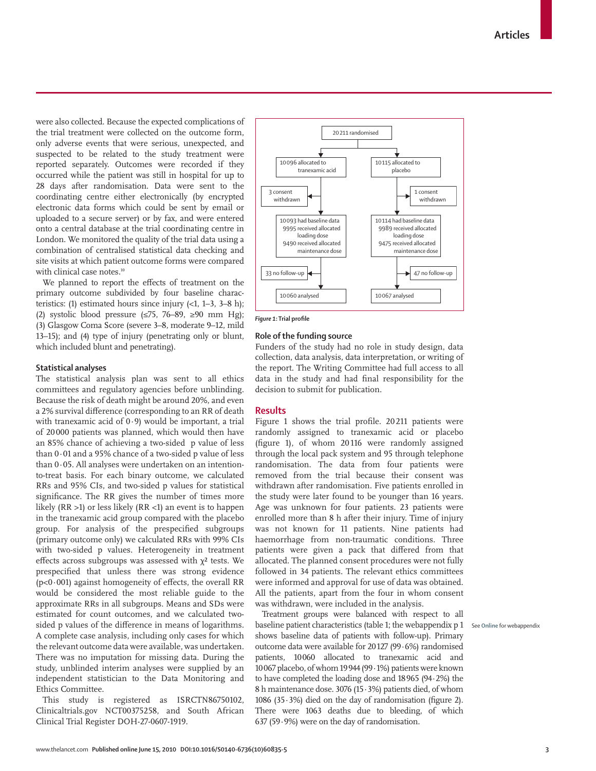were also collected. Because the expected complications of the trial treatment were collected on the outcome form, only adverse events that were serious, unexpected, and suspected to be related to the study treatment were reported separately. Outcomes were recorded if they occurred while the patient was still in hospital for up to 28 days after randomisation. Data were sent to the coordinating centre either electronically (by encrypted electronic data forms which could be sent by email or uploaded to a secure server) or by fax, and were entered onto a central database at the trial coordinating centre in London. We monitored the quality of the trial data using a combination of centralised statistical data checking and site visits at which patient outcome forms were compared with clinical case notes.[10]

We planned to report the effects of treatment on the primary outcome subdivided by four baseline characteristics: (1) estimated hours since injury (<1, 1–3, 3–8 h); (2) systolic blood pressure (≤75, 76–89, ≥90 mm Hg); (3) Glasgow Coma Score (severe 3–8, moderate 9–12, mild 13–15); and (4) type of injury (penetrating only or blunt, which included blunt and penetrating).

### Statistical analyses

The statistical analysis plan was sent to all ethics committees and regulatory agencies before unblinding. Because the risk of death might be around 20%, and even a 2% survival difference (corresponding to an RR of death with tranexamic acid of 0·9) would be important, a trial of 20 000 patients was planned, which would then have an 85% chance of achieving a two-sided p value of less than 0·01 and a 95% chance of a two-sided p value of less than 0·05. All analyses were undertaken on an intention-to-treat basis. For each binary outcome, we calculated RRs and 95% CIs, and two-sided p values for statistical significance. The RR gives the number of times more likely (RR >1) or less likely (RR <1) an event is to happen in the tranexamic acid group compared with the placebo group. For analysis of the prespecified subgroups (primary outcome only) we calculated RRs with 99% CIs with two-sided p values. Heterogeneity in treatment effects across subgroups was assessed with $\chi^2$ tests. We prespecified that unless there was strong evidence ($p<0·001$) against homogeneity of effects, the overall RR would be considered the most reliable guide to the approximate RRs in all subgroups. Means and SDs were estimated for count outcomes, and we calculated two-sided p values of the difference in means of logarithms. A complete case analysis, including only cases for which the relevant outcome data were available, was undertaken. There was no imputation for missing data. During the study, unblinded interim analyses were supplied by an independent statistician to the Data Monitoring and Ethics Committee.

This study is registered as ISRCTN86750102, Clinicaltrials.gov NCT00375258, and South African Clinical Trial Register DOH-27-0607-1919.

20 211 randomised

- 10 096 allocated to tranexamic acid
  - 3 consent withdrawn
  - 10 093 had baseline data; 9995 received allocated loading dose; 9490 received allocated maintenance dose
  - 33 no follow-up
  - 10 060 analysed
- 10 115 allocated to placebo
  - 1 consent withdrawn
  - 10 114 had baseline data; 9989 received allocated loading dose; 9475 received allocated maintenance dose
  - 47 no follow-up
  - 10 067 analysed

*Figure 1*: Trial profile

### Role of the funding source

Funders of the study had no role in study design, data collection, data analysis, data interpretation, or writing of the report. The Writing Committee had full access to all data in the study and had final responsibility for the decision to submit for publication.

## Results

Figure 1 shows the trial profile. 20 211 patients were randomly assigned to tranexamic acid or placebo (figure 1), of whom 20 116 were randomly assigned through the local pack system and 95 through telephone randomisation. The data from four patients were removed from the trial because their consent was withdrawn after randomisation. Five patients enrolled in the study were later found to be younger than 16 years. Age was unknown for four patients. 23 patients were enrolled more than 8 h after their injury. Time of injury was not known for 11 patients. Nine patients had haemorrhage from non-traumatic conditions. Three patients were given a pack that differed from that allocated. The planned consent procedures were not fully followed in 34 patients. The relevant ethics committees were informed and approval for use of data was obtained. All the patients, apart from the four in whom consent was withdrawn, were included in the analysis.

Treatment groups were balanced with respect to all baseline patient characteristics (table 1; the webappendix p 1 shows baseline data of patients with follow-up). Primary outcome data were available for 20 127 (99·6%) randomised patients, 10 060 allocated to tranexamic acid and 10 067 placebo, of whom 19 944 (99·1%) patients were known to have completed the loading dose and 18 965 (94·2%) the 8 h maintenance dose. 3076 (15·3%) patients died, of whom 1086 (35·3%) died on the day of randomisation (figure 2). There were 1063 deaths due to bleeding, of which 637 (59·9%) were on the day of randomisation.

See Online for webappendix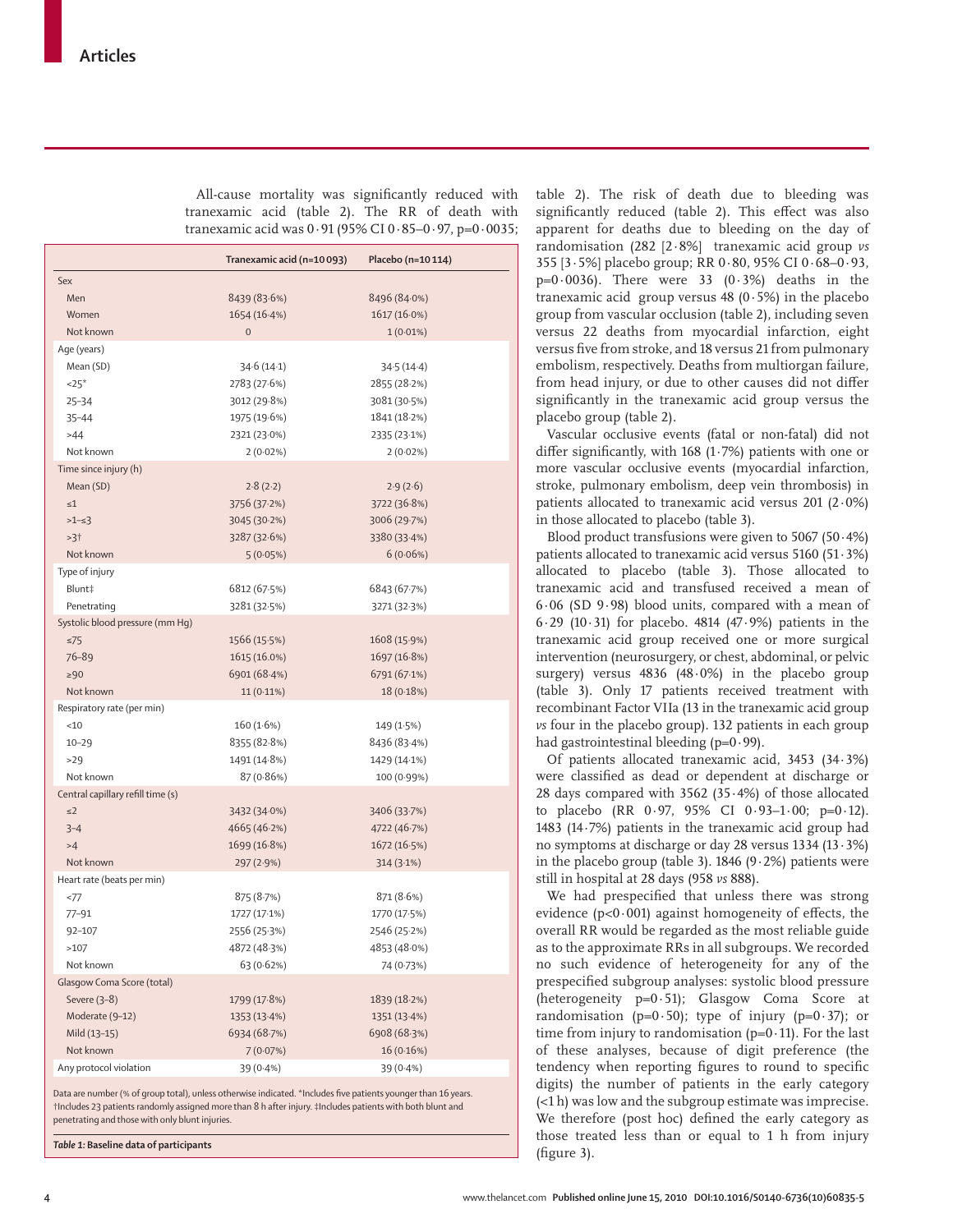All-cause mortality was significantly reduced with tranexamic acid (table 2). The RR of death with tranexamic acid was 0·91 (95% CI 0·85–0·97, p=0·0035; table 2). The risk of death due to bleeding was significantly reduced (table 2). This effect was also apparent for deaths due to bleeding on the day of randomisation (282 [2·8%] tranexamic acid group *vs* 355 [3·5%] placebo group; RR 0·80, 95% CI 0·68–0·93, p=0·0036). There were 33 (0·3%) deaths in the tranexamic acid group versus 48 (0·5%) in the placebo group from vascular occlusion (table 2), including seven versus 22 deaths from myocardial infarction, eight versus five from stroke, and 18 versus 21 from pulmonary embolism, respectively. Deaths from multiorgan failure, from head injury, or due to other causes did not differ significantly in the tranexamic acid group versus the placebo group (table 2).

Vascular occlusive events (fatal or non-fatal) did not differ significantly, with 168 (1·7%) patients with one or more vascular occlusive events (myocardial infarction, stroke, pulmonary embolism, deep vein thrombosis) in patients allocated to tranexamic acid versus 201 (2·0%) in those allocated to placebo (table 3).

Blood product transfusions were given to 5067 (50·4%) patients allocated to tranexamic acid versus 5160 (51·3%) allocated to placebo (table 3). Those allocated to tranexamic acid and transfused received a mean of 6·06 (SD 9·98) blood units, compared with a mean of 6·29 (10·31) for placebo. 4814 (47·9%) patients in the tranexamic acid group received one or more surgical intervention (neurosurgery, or chest, abdominal, or pelvic surgery) versus 4836 (48·0%) in the placebo group (table 3). Only 17 patients received treatment with recombinant Factor VIIa (13 in the tranexamic acid group *vs* four in the placebo group). 132 patients in each group had gastrointestinal bleeding (p=0·99).

Of patients allocated tranexamic acid, 3453 (34·3%) were classified as dead or dependent at discharge or 28 days compared with 3562 (35·4%) of those allocated to placebo (RR 0·97, 95% CI 0·93–1·00; p=0·12). 1483 (14·7%) patients in the tranexamic acid group had no symptoms at discharge or day 28 versus 1334 (13·3%) in the placebo group (table 3). 1846 (9·2%) patients were still in hospital at 28 days (958 *vs* 888).

We had prespecified that unless there was strong evidence (p<0·001) against homogeneity of effects, the overall RR would be regarded as the most reliable guide as to the approximate RRs in all subgroups. We recorded no such evidence of heterogeneity for any of the prespecified subgroup analyses: systolic blood pressure (heterogeneity p=0·51); Glasgow Coma Score at randomisation (p=0·50); type of injury (p=0·37); or time from injury to randomisation (p=0·11). For the last of these analyses, because of digit preference (the tendency when reporting figures to round to specific digits) the number of patients in the early category (<1 h) was low and the subgroup estimate was imprecise. We therefore (post hoc) defined the early category as those treated less than or equal to 1 h from injury (figure 3).

| | Tranexamic acid (n=10 093) | Placebo (n=10 114) |
|---|---|---|
| **Sex** | | |
| Men | 8439 (83·6%) | 8496 (84·0%) |
| Women | 1654 (16·4%) | 1617 (16·0%) |
| Not known | 0 | 1 (0·01%) |
| **Age (years)** | | |
| Mean (SD) | 34·6 (14·1) | 34·5 (14·4) |
| <25* | 2783 (27·6%) | 2855 (28·2%) |
| 25–34 | 3012 (29·8%) | 3081 (30·5%) |
| 35–44 | 1975 (19·6%) | 1841 (18·2%) |
| >44 | 2321 (23·0%) | 2335 (23·1%) |
| Not known | 2 (0·02%) | 2 (0·02%) |
| **Time since injury (h)** | | |
| Mean (SD) | 2·8 (2·2) | 2·9 (2·6) |
| ≤1 | 3756 (37·2%) | 3722 (36·8%) |
| >1–≤3 | 3045 (30·2%) | 3006 (29·7%) |
| >3† | 3287 (32·6%) | 3380 (33·4%) |
| Not known | 5 (0·05%) | 6 (0·06%) |
| **Type of injury** | | |
| Blunt‡ | 6812 (67·5%) | 6843 (67·7%) |
| Penetrating | 3281 (32·5%) | 3271 (32·3%) |
| **Systolic blood pressure (mm Hg)** | | |
| ≤75 | 1566 (15·5%) | 1608 (15·9%) |
| 76–89 | 1615 (16·0%) | 1697 (16·8%) |
| ≥90 | 6901 (68·4%) | 6791 (67·1%) |
| Not known | 11 (0·11%) | 18 (0·18%) |
| **Respiratory rate (per min)** | | |
| <10 | 160 (1·6%) | 149 (1·5%) |
| 10–29 | 8355 (82·8%) | 8436 (83·4%) |
| >29 | 1491 (14·8%) | 1429 (14·1%) |
| Not known | 87 (0·86%) | 100 (0·99%) |
| **Central capillary refill time (s)** | | |
| ≤2 | 3432 (34·0%) | 3406 (33·7%) |
| 3–4 | 4665 (46·2%) | 4722 (46·7%) |
| >4 | 1699 (16·8%) | 1672 (16·5%) |
| Not known | 297 (2·9%) | 314 (3·1%) |
| **Heart rate (beats per min)** | | |
| <77 | 875 (8·7%) | 871 (8·6%) |
| 77–91 | 1727 (17·1%) | 1770 (17·5%) |
| 92–107 | 2556 (25·3%) | 2546 (25·2%) |
| >107 | 4872 (48·3%) | 4853 (48·0%) |
| Not known | 63 (0·62%) | 74 (0·73%) |
| **Glasgow Coma Score (total)** | | |
| Severe (3–8) | 1799 (17·8%) | 1839 (18·2%) |
| Moderate (9–12) | 1353 (13·4%) | 1351 (13·4%) |
| Mild (13–15) | 6934 (68·7%) | 6908 (68·3%) |
| Not known | 7 (0·07%) | 16 (0·16%) |
| Any protocol violation | 39 (0·4%) | 39 (0·4%) |

Data are number (% of group total), unless otherwise indicated. *Includes five patients younger than 16 years. †Includes 23 patients randomly assigned more than 8 h after injury. ‡Includes patients with both blunt and penetrating and those with only blunt injuries.

*Table 1:* **Baseline data of participants**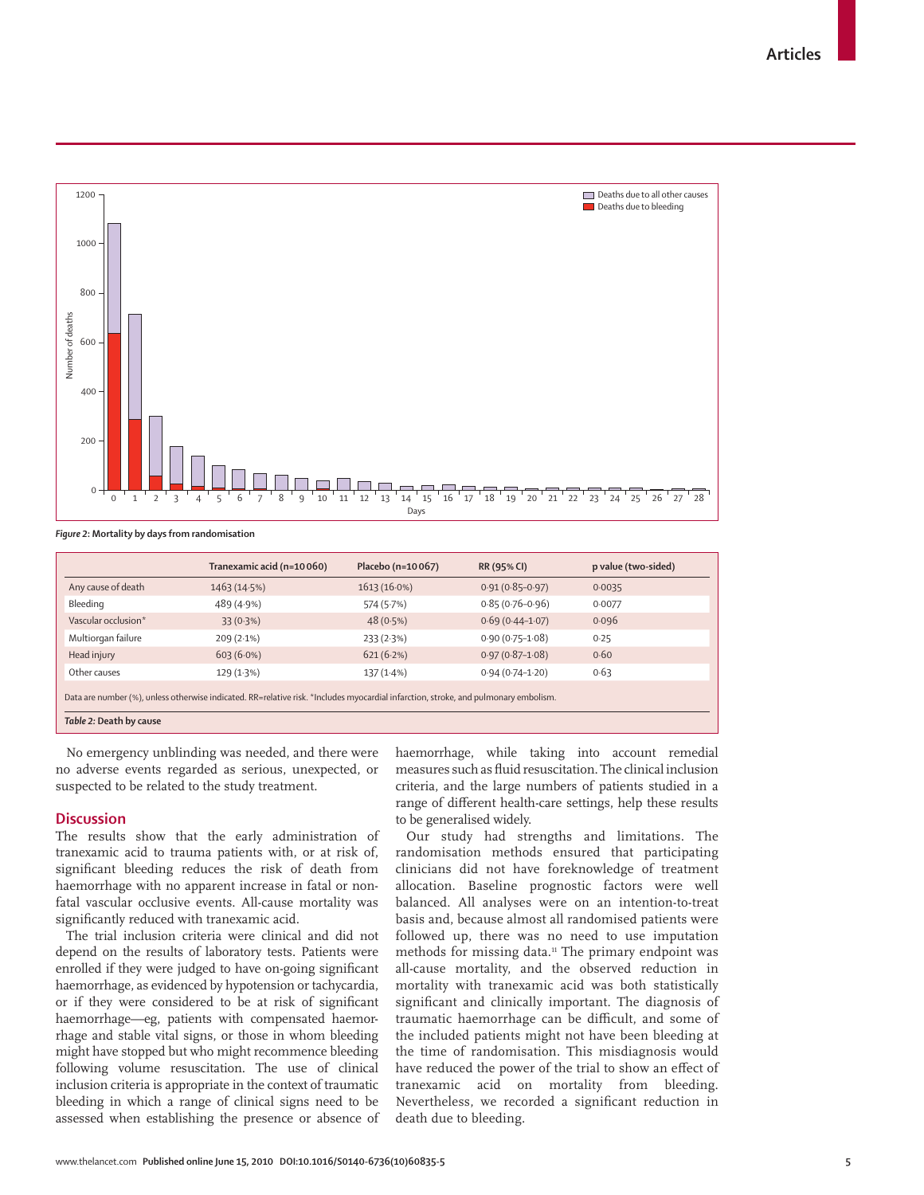Deaths due to all other causes

Deaths due to bleeding

Number of deaths

1200

1000

800

600

400

200

0

0 1 2 3 4 5 6 7 8 9 10 11 12 13 14 15 16 17 18 19 20 21 22 23 24 25 26 27 28

Days

*Figure 2:* **Mortality by days from randomisation**

| | Tranexamic acid (n=10 060) | Placebo (n=10 067) | RR (95% CI) | p value (two-sided) |
|---|---|---|---|---|
| Any cause of death | 1463 (14·5%) | 1613 (16·0%) | 0·91 (0·85–0·97) | 0·0035 |
| Bleeding | 489 (4·9%) | 574 (5·7%) | 0·85 (0·76–0·96) | 0·0077 |
| Vascular occlusion* | 33 (0·3%) | 48 (0·5%) | 0·69 (0·44–1·07) | 0·096 |
| Multiorgan failure | 209 (2·1%) | 233 (2·3%) | 0·90 (0·75–1·08) | 0·25 |
| Head injury | 603 (6·0%) | 621 (6·2%) | 0·97 (0·87–1·08) | 0·60 |
| Other causes | 129 (1·3%) | 137 (1·4%) | 0·94 (0·74–1·20) | 0·63 |

Data are number (%), unless otherwise indicated. RR=relative risk. *Includes myocardial infarction, stroke, and pulmonary embolism.

*Table 2:* **Death by cause**

No emergency unblinding was needed, and there were no adverse events regarded as serious, unexpected, or suspected to be related to the study treatment.

## Discussion

The results show that the early administration of tranexamic acid to trauma patients with, or at risk of, significant bleeding reduces the risk of death from haemorrhage with no apparent increase in fatal or non-fatal vascular occlusive events. All-cause mortality was significantly reduced with tranexamic acid.

The trial inclusion criteria were clinical and did not depend on the results of laboratory tests. Patients were enrolled if they were judged to have on-going significant haemorrhage, as evidenced by hypotension or tachycardia, or if they were considered to be at risk of significant haemorrhage—eg, patients with compensated haemorrhage and stable vital signs, or those in whom bleeding might have stopped but who might recommence bleeding following volume resuscitation. The use of clinical inclusion criteria is appropriate in the context of traumatic bleeding in which a range of clinical signs need to be assessed when establishing the presence or absence of haemorrhage, while taking into account remedial measures such as fluid resuscitation. The clinical inclusion criteria, and the large numbers of patients studied in a range of different health-care settings, help these results to be generalised widely.

Our study had strengths and limitations. The randomisation methods ensured that participating clinicians did not have foreknowledge of treatment allocation. Baseline prognostic factors were well balanced. All analyses were on an intention-to-treat basis and, because almost all randomised patients were followed up, there was no need to use imputation methods for missing data.[11] The primary endpoint was all-cause mortality, and the observed reduction in mortality with tranexamic acid was both statistically significant and clinically important. The diagnosis of traumatic haemorrhage can be difficult, and some of the included patients might not have been bleeding at the time of randomisation. This misdiagnosis would have reduced the power of the trial to show an effect of tranexamic acid on mortality from bleeding. Nevertheless, we recorded a significant reduction in death due to bleeding.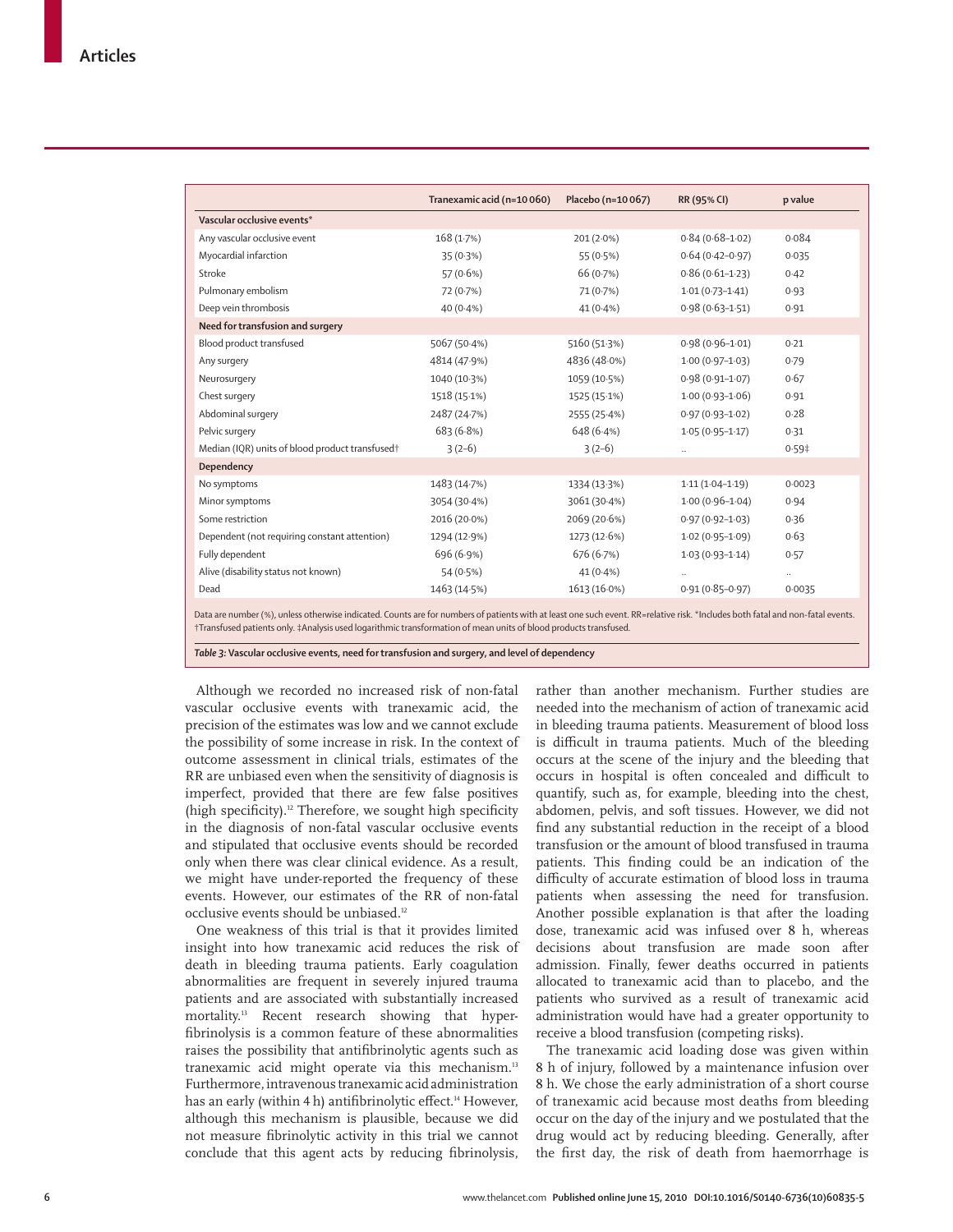| | Tranexamic acid (n=10 060) | Placebo (n=10 067) | RR (95% CI) | p value |
|---|---|---|---|---|
| **Vascular occlusive events*** | | | | |
| Any vascular occlusive event | 168 (1·7%) | 201 (2·0%) | 0·84 (0·68–1·02) | 0·084 |
| Myocardial infarction | 35 (0·3%) | 55 (0·5%) | 0·64 (0·42–0·97) | 0·035 |
| Stroke | 57 (0·6%) | 66 (0·7%) | 0·86 (0·61–1·23) | 0·42 |
| Pulmonary embolism | 72 (0·7%) | 71 (0·7%) | 1·01 (0·73–1·41) | 0·93 |
| Deep vein thrombosis | 40 (0·4%) | 41 (0·4%) | 0·98 (0·63–1·51) | 0·91 |
| **Need for transfusion and surgery** | | | | |
| Blood product transfused | 5067 (50·4%) | 5160 (51·3%) | 0·98 (0·96–1·01) | 0·21 |
| Any surgery | 4814 (47·9%) | 4836 (48·0%) | 1·00 (0·97–1·03) | 0·79 |
| Neurosurgery | 1040 (10·3%) | 1059 (10·5%) | 0·98 (0·91–1·07) | 0·67 |
| Chest surgery | 1518 (15·1%) | 1525 (15·1%) | 1·00 (0·93–1·06) | 0·91 |
| Abdominal surgery | 2487 (24·7%) | 2555 (25·4%) | 0·97 (0·93–1·02) | 0·28 |
| Pelvic surgery | 683 (6·8%) | 648 (6·4%) | 1·05 (0·95–1·17) | 0·31 |
| Median (IQR) units of blood product transfused† | 3 (2–6) | 3 (2–6) | .. | 0·59‡ |
| **Dependency** | | | | |
| No symptoms | 1483 (14·7%) | 1334 (13·3%) | 1·11 (1·04–1·19) | 0·0023 |
| Minor symptoms | 3054 (30·4%) | 3061 (30·4%) | 1·00 (0·96–1·04) | 0·94 |
| Some restriction | 2016 (20·0%) | 2069 (20·6%) | 0·97 (0·92–1·03) | 0·36 |
| Dependent (not requiring constant attention) | 1294 (12·9%) | 1273 (12·6%) | 1·02 (0·95–1·09) | 0·63 |
| Fully dependent | 696 (6·9%) | 676 (6·7%) | 1·03 (0·93–1·14) | 0·57 |
| Alive (disability status not known) | 54 (0·5%) | 41 (0·4%) | .. | .. |
| Dead | 1463 (14·5%) | 1613 (16·0%) | 0·91 (0·85–0·97) | 0·0035 |

Data are number (%), unless otherwise indicated. Counts are for numbers of patients with at least one such event. RR=relative risk. *Includes both fatal and non-fatal events. †Transfused patients only. ‡Analysis used logarithmic transformation of mean units of blood products transfused.

*Table 3:* **Vascular occlusive events, need for transfusion and surgery, and level of dependency**

Although we recorded no increased risk of non-fatal vascular occlusive events with tranexamic acid, the precision of the estimates was low and we cannot exclude the possibility of some increase in risk. In the context of outcome assessment in clinical trials, estimates of the RR are unbiased even when the sensitivity of diagnosis is imperfect, provided that there are few false positives (high specificity).[12] Therefore, we sought high specificity in the diagnosis of non-fatal vascular occlusive events and stipulated that occlusive events should be recorded only when there was clear clinical evidence. As a result, we might have under-reported the frequency of these events. However, our estimates of the RR of non-fatal occlusive events should be unbiased.[12]

One weakness of this trial is that it provides limited insight into how tranexamic acid reduces the risk of death in bleeding trauma patients. Early coagulation abnormalities are frequent in severely injured trauma patients and are associated with substantially increased mortality.[13] Recent research showing that hyperfibrinolysis is a common feature of these abnormalities raises the possibility that antifibrinolytic agents such as tranexamic acid might operate via this mechanism.[13] Furthermore, intravenous tranexamic acid administration has an early (within 4 h) antifibrinolytic effect.[14] However, although this mechanism is plausible, because we did not measure fibrinolytic activity in this trial we cannot conclude that this agent acts by reducing fibrinolysis, rather than another mechanism. Further studies are needed into the mechanism of action of tranexamic acid in bleeding trauma patients. Measurement of blood loss is difficult in trauma patients. Much of the bleeding occurs at the scene of the injury and the bleeding that occurs in hospital is often concealed and difficult to quantify, such as, for example, bleeding into the chest, abdomen, pelvis, and soft tissues. However, we did not find any substantial reduction in the receipt of a blood transfusion or the amount of blood transfused in trauma patients. This finding could be an indication of the difficulty of accurate estimation of blood loss in trauma patients when assessing the need for transfusion. Another possible explanation is that after the loading dose, tranexamic acid was infused over 8 h, whereas decisions about transfusion are made soon after admission. Finally, fewer deaths occurred in patients allocated to tranexamic acid than to placebo, and the patients who survived as a result of tranexamic acid administration would have had a greater opportunity to receive a blood transfusion (competing risks).

The tranexamic acid loading dose was given within 8 h of injury, followed by a maintenance infusion over 8 h. We chose the early administration of a short course of tranexamic acid because most deaths from bleeding occur on the day of the injury and we postulated that the drug would act by reducing bleeding. Generally, after the first day, the risk of death from haemorrhage is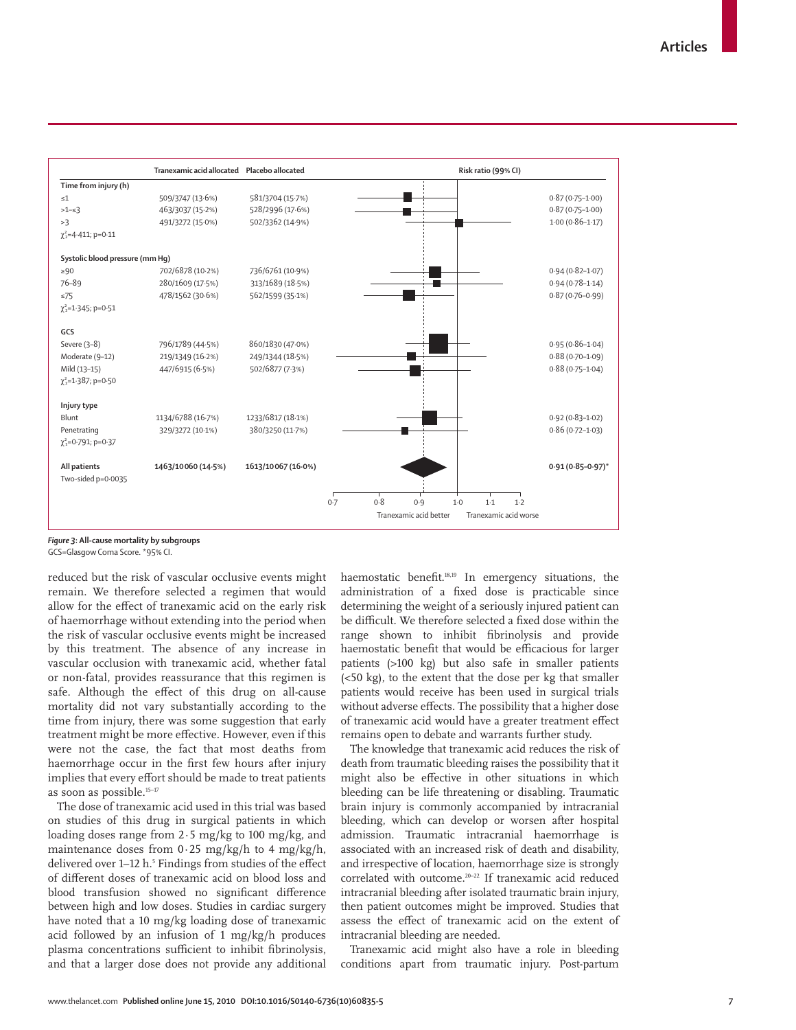| | Tranexamic acid allocated | Placebo allocated | Risk ratio (99% CI) |
|---|---|---|---|
| **Time from injury (h)** | | | |
| ≤1 | 509/3747 (13·6%) | 581/3704 (15·7%) | 0·87 (0·75–1·00) |
| >1–≤3 | 463/3037 (15·2%) | 528/2996 (17·6%) | 0·87 (0·75–1·00) |
| >3 | 491/3272 (15·0%) | 502/3362 (14·9%) | 1·00 (0·86–1·17) |
| $\chi^2_2$=4·411; p=0·11 | | | |
| **Systolic blood pressure (mm Hg)** | | | |
| ≥90 | 702/6878 (10·2%) | 736/6761 (10·9%) | 0·94 (0·82–1·07) |
| 76–89 | 280/1609 (17·5%) | 313/1689 (18·5%) | 0·94 (0·78–1·14) |
| ≤75 | 478/1562 (30·6%) | 562/1599 (35·1%) | 0·87 (0·76–0·99) |
| $\chi^2_2$=1·345; p=0·51 | | | |
| **GCS** | | | |
| Severe (3–8) | 796/1789 (44·5%) | 860/1830 (47·0%) | 0·95 (0·86–1·04) |
| Moderate (9–12) | 219/1349 (16·2%) | 249/1344 (18·5%) | 0·88 (0·70–1·09) |
| Mild (13–15) | 447/6915 (6·5%) | 502/6877 (7·3%) | 0·88 (0·75–1·04) |
| $\chi^2_2$=1·387; p=0·50 | | | |
| **Injury type** | | | |
| Blunt | 1134/6788 (16·7%) | 1233/6817 (18·1%) | 0·92 (0·83–1·02) |
| Penetrating | 329/3272 (10·1%) | 380/3250 (11·7%) | 0·86 (0·72–1·03) |
| $\chi^2_1$=0·791; p=0·37 | | | |
| **All patients** | **1463/10060 (14·5%)** | **1613/10067 (16·0%)** | **0·91 (0·85–0·97)*** |
| Two-sided p=0·0035 | | | |

Tranexamic acid better ← → Tranexamic acid worse

*Figure 3:* **All-cause mortality by subgroups**
GCS=Glasgow Coma Score. *95% CI.

reduced but the risk of vascular occlusive events might remain. We therefore selected a regimen that would allow for the effect of tranexamic acid on the early risk of haemorrhage without extending into the period when the risk of vascular occlusive events might be increased by this treatment. The absence of any increase in vascular occlusion with tranexamic acid, whether fatal or non-fatal, provides reassurance that this regimen is safe. Although the effect of this drug on all-cause mortality did not vary substantially according to the time from injury, there was some suggestion that early treatment might be more effective. However, even if this were not the case, the fact that most deaths from haemorrhage occur in the first few hours after injury implies that every effort should be made to treat patients as soon as possible.[15–17]

The dose of tranexamic acid used in this trial was based on studies of this drug in surgical patients in which loading doses range from 2·5 mg/kg to 100 mg/kg, and maintenance doses from 0·25 mg/kg/h to 4 mg/kg/h, delivered over 1–12 h.[5] Findings from studies of the effect of different doses of tranexamic acid on blood loss and blood transfusion showed no significant difference between high and low doses. Studies in cardiac surgery have noted that a 10 mg/kg loading dose of tranexamic acid followed by an infusion of 1 mg/kg/h produces plasma concentrations sufficient to inhibit fibrinolysis, and that a larger dose does not provide any additional haemostatic benefit.[18,19] In emergency situations, the administration of a fixed dose is practicable since determining the weight of a seriously injured patient can be difficult. We therefore selected a fixed dose within the range shown to inhibit fibrinolysis and provide haemostatic benefit that would be efficacious for larger patients (>100 kg) but also safe in smaller patients (<50 kg), to the extent that the dose per kg that smaller patients would receive has been used in surgical trials without adverse effects. The possibility that a higher dose of tranexamic acid would have a greater treatment effect remains open to debate and warrants further study.

The knowledge that tranexamic acid reduces the risk of death from traumatic bleeding raises the possibility that it might also be effective in other situations in which bleeding can be life threatening or disabling. Traumatic brain injury is commonly accompanied by intracranial bleeding, which can develop or worsen after hospital admission. Traumatic intracranial haemorrhage is associated with an increased risk of death and disability, and irrespective of location, haemorrhage size is strongly correlated with outcome.[20–22] If tranexamic acid reduced intracranial bleeding after isolated traumatic brain injury, then patient outcomes might be improved. Studies that assess the effect of tranexamic acid on the extent of intracranial bleeding are needed.

Tranexamic acid might also have a role in bleeding conditions apart from traumatic injury. Post-partum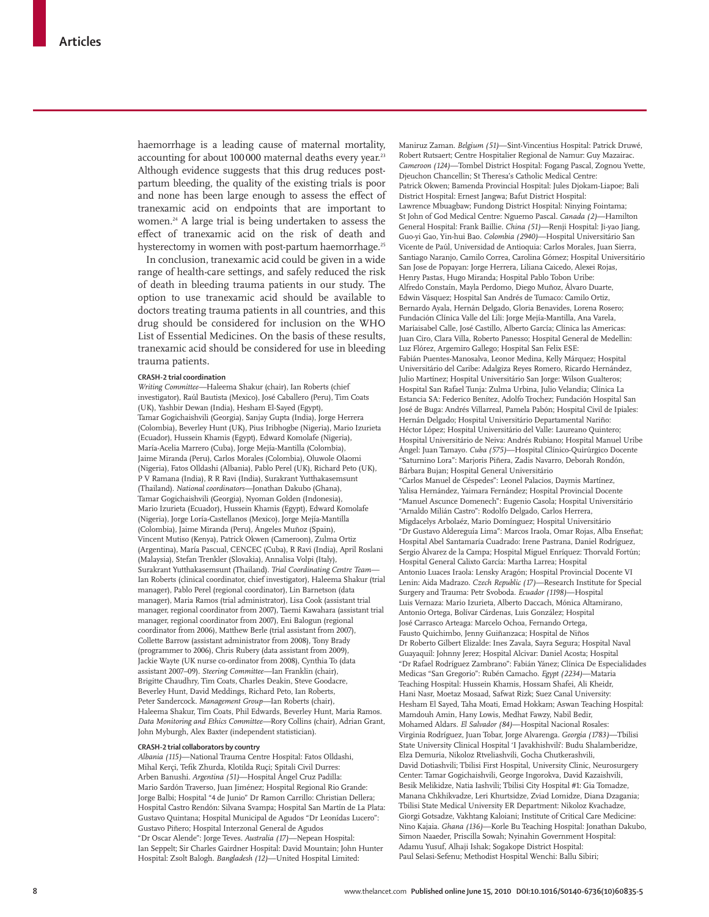haemorrhage is a leading cause of maternal mortality, accounting for about 100 000 maternal deaths every year.[23] Although evidence suggests that this drug reduces post-partum bleeding, the quality of the existing trials is poor and none has been large enough to assess the effect of tranexamic acid on endpoints that are important to women.[24] A large trial is being undertaken to assess the effect of tranexamic acid on the risk of death and hysterectomy in women with post-partum haemorrhage.[25]

In conclusion, tranexamic acid could be given in a wide range of health-care settings, and safely reduced the risk of death in bleeding trauma patients in our study. The option to use tranexamic acid should be available to doctors treating trauma patients in all countries, and this drug should be considered for inclusion on the WHO List of Essential Medicines. On the basis of these results, tranexamic acid should be considered for use in bleeding trauma patients.

### CRASH-2 trial coordination

*Writing Committee*—Haleema Shakur (chair), Ian Roberts (chief investigator), Raúl Bautista (Mexico), José Caballero (Peru), Tim Coats (UK), Yashbir Dewan (India), Hesham El-Sayed (Egypt), Tamar Gogichaishvili (Georgia), Sanjay Gupta (India), Jorge Herrera (Colombia), Beverley Hunt (UK), Pius Iribhogbe (Nigeria), Mario Izurieta (Ecuador), Hussein Khamis (Egypt), Edward Komolafe (Nigeria), María-Acelia Marrero (Cuba), Jorge Mejía-Mantilla (Colombia), Jaime Miranda (Peru), Carlos Morales (Colombia), Oluwole Olaomi (Nigeria), Fatos Olldashi (Albania), Pablo Perel (UK), Richard Peto (UK), P V Ramana (India), R R Ravi (India), Surakrant Yutthakasemsunt (Thailand). *National coordinators*—Jonathan Dakubo (Ghana), Tamar Gogichaishvili (Georgia), Nyoman Golden (Indonesia), Mario Izurieta (Ecuador), Hussein Khamis (Egypt), Edward Komolafe (Nigeria), Jorge Loría-Castellanos (Mexico), Jorge Mejía-Mantilla (Colombia), Jaime Miranda (Peru), Ángeles Muñoz (Spain), Vincent Mutiso (Kenya), Patrick Okwen (Cameroon), Zulma Ortiz (Argentina), María Pascual, CENCEC (Cuba), R Ravi (India), April Roslani (Malaysia), Stefan Trenkler (Slovakia), Annalisa Volpi (Italy), Surakrant Yutthakasemsunt (Thailand). *Trial Coordinating Centre Team*—Ian Roberts (clinical coordinator, chief investigator), Haleema Shakur (trial manager), Pablo Perel (regional coordinator), Lin Barnetson (data manager), Maria Ramos (trial administrator), Lisa Cook (assistant trial manager, regional coordinator from 2007), Taemi Kawahara (assistant trial manager, regional coordinator from 2007), Eni Balogun (regional coordinator from 2006), Matthew Berle (trial assistant from 2007), Collette Barrow (assistant administrator from 2008), Tony Brady (programmer to 2006), Chris Rubery (data assistant from 2009), Jackie Wayte (UK nurse co-ordinator from 2008), Cynthia To (data assistant 2007–09). *Steering Committee*—Ian Franklin (chair), Brigitte Chaudhry, Tim Coats, Charles Deakin, Steve Goodacre, Beverley Hunt, David Meddings, Richard Peto, Ian Roberts, Peter Sandercock. *Management Group*—Ian Roberts (chair), Haleema Shakur, Tim Coats, Phil Edwards, Beverley Hunt, Maria Ramos. *Data Monitoring and Ethics Committee*—Rory Collins (chair), Adrian Grant, John Myburgh, Alex Baxter (independent statistician).

### CRASH-2 trial collaborators by country

*Albania (115)*—National Trauma Centre Hospital: Fatos Olldashi, Mihal Kerçi, Tefik Zhurda, Klotilda Ruçi; Spitali Civil Durres: Arben Banushi. *Argentina (51)*—Hospital Ángel Cruz Padilla: Mario Sardón Traverso, Juan Jiménez; Hospital Regional Rio Grande: Jorge Balbi; Hospital "4 de Junio" Dr Ramon Carrillo: Christian Dellera; Hospital Castro Rendón: Silvana Svampa; Hospital San Martín de La Plata: Gustavo Quintana; Hospital Municipal de Agudos "Dr Leonídas Lucero": Gustavo Piñero; Hospital Interzonal General de Agudos "Dr Oscar Alende": Jorge Teves. *Australia (17)*—Nepean Hospital: Ian Seppelt; Sir Charles Gairdner Hospital: David Mountain; John Hunter Hospital: Zsolt Balogh. *Bangladesh (12)*—United Hospital Limited: Maniruz Zaman. *Belgium (51)*—Sint-Vincentius Hospital: Patrick Druwé, Robert Rutsaert; Centre Hospitalier Regional de Namur: Guy Mazairac. *Cameroon (124)*—Tombel District Hospital: Fogang Pascal, Zognou Yvette, Djeuchon Chancellin; St Theresa's Catholic Medical Centre: Patrick Okwen; Bamenda Provincial Hospital: Jules Djokam-Liapoe; Bali District Hospital: Ernest Jangwa; Bafut District Hospital: Lawrence Mbuagbaw; Fundong District Hospital: Ninying Fointama; St John of God Medical Centre: Nguemo Pascal. *Canada (2)*—Hamilton General Hospital: Frank Baillie. *China (51)*—Renji Hospital: Ji-yao Jiang, Guo-yi Gao, Yin-hui Bao. *Colombia (2940)*—Hospital Universitário San Vicente de Paúl, Universidad de Antioquia: Carlos Morales, Juan Sierra, Santiago Naranjo, Camilo Correa, Carolina Gómez; Hospital Universitário San Jose de Popayan: Jorge Herrera, Liliana Caicedo, Alexei Rojas, Henry Pastas, Hugo Miranda; Hospital Pablo Tobon Uribe: Alfredo Constaín, Mayla Perdomo, Diego Muñoz, Álvaro Duarte, Edwin Vásquez; Hospital San Andrés de Tumaco: Camilo Ortiz, Bernardo Ayala, Hernán Delgado, Gloria Benavides, Lorena Rosero; Fundación Clínica Valle del Lili: Jorge Mejía-Mantilla, Ana Varela, Maríaisabel Calle, José Castillo, Alberto García; Clínica las Americas: Juan Ciro, Clara Villa, Roberto Panesso; Hospital General de Medellin: Luz Flórez, Argemiro Gallego; Hospital San Felix ESE: Fabián Puentes-Manosalva, Leonor Medina, Kelly Márquez; Hospital Universitário del Caribe: Adalgiza Reyes Romero, Ricardo Hernández, Julio Martínez; Hospital Universitário San Jorge: Wilson Gualteros; Hospital San Rafael Tunja: Zulma Urbina, Julio Velandia; Clínica La Estancia SA: Federico Benítez, Adolfo Trochez; Fundación Hospital San José de Buga: Andrés Villarreal, Pamela Pabón; Hospital Civil de Ipiales: Hernán Delgado; Hospital Universitário Departamental Nariño: Héctor López; Hospital Universitário del Valle: Laureano Quintero; Hospital Universitário de Neiva: Andrés Rubiano; Hospital Manuel Uribe Ángel: Juan Tamayo. *Cuba (575)*—Hospital Clínico-Quirúrgico Docente "Saturnino Lora": Marjoris Piñera, Zadis Navarro, Deborah Rondón, Bárbara Bujan; Hospital General Universitário "Carlos Manuel de Céspedes": Leonel Palacios, Daymis Martínez, Yalisa Hernández, Yaimara Fernández; Hospital Provincial Docente "Manuel Ascunce Domenech": Eugenio Casola; Hospital Universitário "Arnaldo Milián Castro": Rodolfo Delgado, Carlos Herrera, Migdacelys Arbolaéz, Mario Domínguez; Hospital Universitário "Dr Gustavo Aldereguía Lima": Marcos Iraola, Omar Rojas, Alba Enseñat; Hospital Abel Santamaría Cuadrado: Irene Pastrana, Daniel Rodríguez, Sergio Álvarez de la Campa; Hospital Miguel Enríquez: Thorvald Fortún; Hospital General Calixto García: Martha Larrea; Hospital Antonio Luaces Iraola: Lensky Aragón; Hospital Provincial Docente VI Lenin: Aida Madrazo. *Czech Republic (17)*—Research Institute for Special Surgery and Trauma: Petr Svoboda. *Ecuador (1198)*—Hospital Luis Vernaza: Mario Izurieta, Alberto Daccach, Mónica Altamirano, Antonio Ortega, Bolívar Cárdenas, Luis González; Hospital José Carrasco Arteaga: Marcelo Ochoa, Fernando Ortega, Fausto Quichimbo, Jenny Guiñanzaca; Hospital de Niños Dr Roberto Gilbert Elizalde: Ines Zavala, Sayra Segura; Hospital Naval Guayaquil: Johnny Jerez; Hospital Alcivar: Daniel Acosta; Hospital "Dr Rafael Rodríguez Zambrano": Fabián Yánez; Clínica De Especialidades Medicas "San Gregorio": Rubén Camacho. *Egypt (2234)*—Mataria Teaching Hospital: Hussein Khamis, Hossam Shafei, Ali Kheidr, Hani Nasr, Moetaz Mosaad, Safwat Rizk; Suez Canal University: Hesham El Sayed, Taha Moati, Emad Hokkam; Aswan Teaching Hospital: Mamdouh Amin, Hany Lowis, Medhat Fawzy, Nabil Bedir, Mohamed Aldars. *El Salvador (84)*—Hospital Nacional Rosales: Virginia Rodríguez, Juan Tobar, Jorge Alvarenga. *Georgia (1783)*—Tbilisi State University Clinical Hospital 'I Javakhishvili': Budu Shalamberidze, Elza Demuria, Nikoloz Rtveliashvili, Gocha Chutkerashvili, David Dotiashvili; Tbilisi First Hospital, University Clinic, Neurosurgery Center: Tamar Gogichaishvili, George Ingorokva, David Kazaishvili, Besik Melikidze, Natia Iashvili; Tbilisi City Hospital #1: Gia Tomadze, Manana Chkhikvadze, Leri Khurtsidze, Zviad Lomidze, Diana Dzagania; Tbilisi State Medical University ER Department: Nikoloz Kvachadze, Giorgi Gotsadze, Vakhtang Kaloiani; Institute of Critical Care Medicine: Nino Kajaia. *Ghana (136)*—Korle Bu Teaching Hospital: Jonathan Dakubo, Simon Naaeder, Priscilla Sowah; Nyinahin Government Hospital: Adamu Yusuf, Alhaji Ishak; Sogakope District Hospital: Paul Selasi-Sefenu; Methodist Hospital Wenchi: Ballu Sibiri;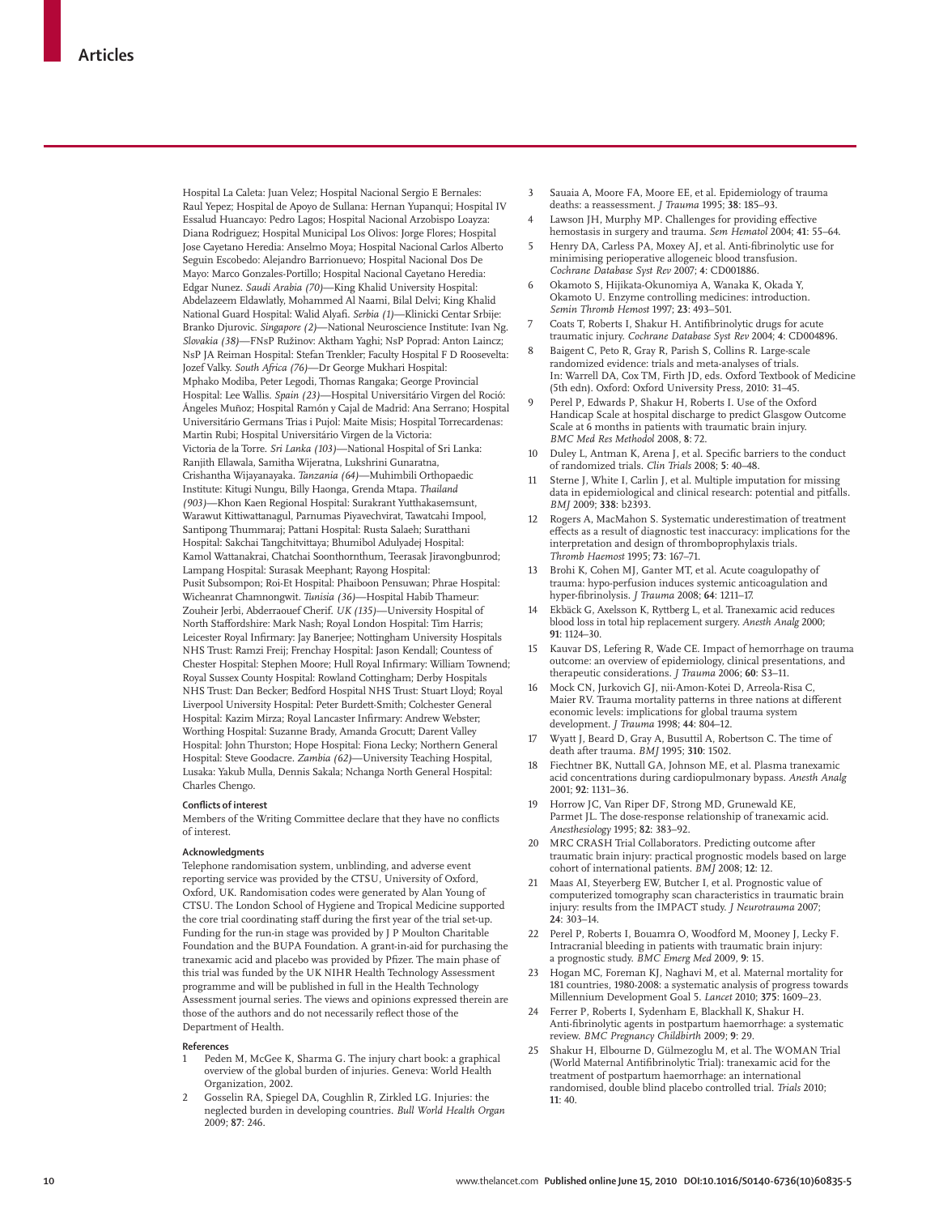Hospital La Caleta: Juan Velez; Hospital Nacional Sergio E Bernales: Raul Yepez; Hospital de Apoyo de Sullana: Hernan Yupanqui; Hospital IV Essalud Huancayo: Pedro Lagos; Hospital Nacional Arzobispo Loayza: Diana Rodriguez; Hospital Municipal Los Olivos: Jorge Flores; Hospital Jose Cayetano Heredia: Anselmo Moya; Hospital Nacional Carlos Alberto Seguin Escobedo: Alejandro Barrionuevo; Hospital Nacional Dos De Mayo: Marco Gonzales-Portillo; Hospital Nacional Cayetano Heredia: Edgar Nunez. *Saudi Arabia (70)*—King Khalid University Hospital: Abdelazeem Eldawlatly, Mohammed Al Naami, Bilal Delvi; King Khalid National Guard Hospital: Walid Alyafi. *Serbia (1)*—Klinicki Centar Srbije: Branko Djurovic. *Singapore (2)*—National Neuroscience Institute: Ivan Ng. *Slovakia (38)*—FNsP Ružinov: Aktham Yaghi; NsP Poprad: Anton Laincz; NsP JA Reiman Hospital: Stefan Trenkler; Faculty Hospital F D Roosevelta: Jozef Valky. *South Africa (76)*—Dr George Mukhari Hospital: Mphako Modiba, Peter Legodi, Thomas Rangaka; George Provincial Hospital: Lee Wallis. *Spain (23)*—Hospital Universitário Virgen del Roció: Ángeles Muñoz; Hospital Ramón y Cajal de Madrid: Ana Serrano; Hospital Universitário Germans Trias i Pujol: Maite Misis; Hospital Torrecardenas: Martin Rubi; Hospital Universitário Virgen de la Victoria: Victoria de la Torre. *Sri Lanka (103)*—National Hospital of Sri Lanka: Ranjith Ellawala, Samitha Wijeratna, Lukshrini Gunaratna, Crishantha Wijayanayaka. *Tanzania (64)*—Muhimbili Orthopaedic Institute: Kitugi Nungu, Billy Haonga, Grenda Mtapa. *Thailand (903)*—Khon Kaen Regional Hospital: Surakrant Yutthakasemsunt, Warawut Kittiwattanagul, Parnumas Piyavechvirat, Tawatcahi Impool, Santipong Thummaraj; Pattani Hospital: Rusta Salaeh; Suratthani Hospital: Sakchai Tangchitvittaya; Bhumibol Adulyadej Hospital: Kamol Wattanakrai, Chatchai Soonthornthum, Teerasak Jiravongbunrod; Lampang Hospital: Surasak Meephant; Rayong Hospital: Pusit Subsompon; Roi-Et Hospital: Phaiboon Pensuwan; Phrae Hospital: Wicheanrat Chamnongwit. *Tunisia (36)*—Hospital Habib Thameur: Zouheir Jerbi, Abderraouef Cherif. *UK (135)*—University Hospital of North Staffordshire: Mark Nash; Royal London Hospital: Tim Harris; Leicester Royal Infirmary: Jay Banerjee; Nottingham University Hospitals NHS Trust: Ramzi Freij; Frenchay Hospital: Jason Kendall; Countess of Chester Hospital: Stephen Moore; Hull Royal Infirmary: William Townend; Royal Sussex County Hospital: Rowland Cottingham; Derby Hospitals NHS Trust: Dan Becker; Bedford Hospital NHS Trust: Stuart Lloyd; Royal Liverpool University Hospital: Peter Burdett-Smith; Colchester General Hospital: Kazim Mirza; Royal Lancaster Infirmary: Andrew Webster; Worthing Hospital: Suzanne Brady, Amanda Grocutt; Darent Valley Hospital: John Thurston; Hope Hospital: Fiona Lecky; Northern General Hospital: Steve Goodacre. *Zambia (62)*—University Teaching Hospital, Lusaka: Yakub Mulla, Dennis Sakala; Nchanga North General Hospital: Charles Chengo.

### Conflicts of interest

Members of the Writing Committee declare that they have no conflicts of interest.

### Acknowledgments

Telephone randomisation system, unblinding, and adverse event reporting service was provided by the CTSU, University of Oxford, Oxford, UK. Randomisation codes were generated by Alan Young of CTSU. The London School of Hygiene and Tropical Medicine supported the core trial coordinating staff during the first year of the trial set-up. Funding for the run-in stage was provided by J P Moulton Charitable Foundation and the BUPA Foundation. A grant-in-aid for purchasing the tranexamic acid and placebo was provided by Pfizer. The main phase of this trial was funded by the UK NIHR Health Technology Assessment programme and will be published in full in the Health Technology Assessment journal series. The views and opinions expressed therein are those of the authors and do not necessarily reflect those of the Department of Health.

### References

1. Peden M, McGee K, Sharma G. The injury chart book: a graphical overview of the global burden of injuries. Geneva: World Health Organization, 2002.
2. Gosselin RA, Spiegel DA, Coughlin R, Zirkled LG. Injuries: the neglected burden in developing countries. *Bull World Health Organ* 2009; **87**: 246.
3. Sauaia A, Moore FA, Moore EE, et al. Epidemiology of trauma deaths: a reassessment. *J Trauma* 1995; **38**: 185–93.
4. Lawson JH, Murphy MP. Challenges for providing effective hemostasis in surgery and trauma. *Sem Hematol* 2004; **41**: 55–64.
5. Henry DA, Carless PA, Moxey AJ, et al. Anti-fibrinolytic use for minimising perioperative allogeneic blood transfusion. *Cochrane Database Syst Rev* 2007; **4**: CD001886.
6. Okamoto S, Hijikata-Okunomiya A, Wanaka K, Okada Y, Okamoto U. Enzyme controlling medicines: introduction. *Semin Thromb Hemost* 1997; **23**: 493–501.
7. Coats T, Roberts I, Shakur H. Antifibrinolytic drugs for acute traumatic injury. *Cochrane Database Syst Rev* 2004; **4**: CD004896.
8. Baigent C, Peto R, Gray R, Parish S, Collins R. Large-scale randomized evidence: trials and meta-analyses of trials. In: Warrell DA, Cox TM, Firth JD, eds. Oxford Textbook of Medicine (5th edn). Oxford: Oxford University Press, 2010: 31–45.
9. Perel P, Edwards P, Shakur H, Roberts I. Use of the Oxford Handicap Scale at hospital discharge to predict Glasgow Outcome Scale at 6 months in patients with traumatic brain injury. *BMC Med Res Methodol* 2008, **8**: 72.
10. Duley L, Antman K, Arena J, et al. Specific barriers to the conduct of randomized trials. *Clin Trials* 2008; **5**: 40–48.
11. Sterne J, White I, Carlin J, et al. Multiple imputation for missing data in epidemiological and clinical research: potential and pitfalls. *BMJ* 2009; **338**: b2393.
12. Rogers A, MacMahon S. Systematic underestimation of treatment effects as a result of diagnostic test inaccuracy: implications for the interpretation and design of thromboprophylaxis trials. *Thromb Haemost* 1995; **73**: 167–71.
13. Brohi K, Cohen MJ, Ganter MT, et al. Acute coagulopathy of trauma: hypo-perfusion induces systemic anticoagulation and hyper-fibrinolysis. *J Trauma* 2008; **64**: 1211–17.
14. Ekbäck G, Axelsson K, Ryttberg L, et al. Tranexamic acid reduces blood loss in total hip replacement surgery. *Anesth Analg* 2000; **91**: 1124–30.
15. Kauvar DS, Lefering R, Wade CE. Impact of hemorrhage on trauma outcome: an overview of epidemiology, clinical presentations, and therapeutic considerations. *J Trauma* 2006; **60**: S3–11.
16. Mock CN, Jurkovich GJ, nii-Amon-Kotei D, Arreola-Risa C, Maier RV. Trauma mortality patterns in three nations at different economic levels: implications for global trauma system development. *J Trauma* 1998; **44**: 804–12.
17. Wyatt J, Beard D, Gray A, Busuttil A, Robertson C. The time of death after trauma. *BMJ* 1995; **310**: 1502.
18. Fiechtner BK, Nuttall GA, Johnson ME, et al. Plasma tranexamic acid concentrations during cardiopulmonary bypass. *Anesth Analg* 2001; **92**: 1131–36.
19. Horrow JC, Van Riper DF, Strong MD, Grunewald KE, Parmet JL. The dose-response relationship of tranexamic acid. *Anesthesiology* 1995; **82**: 383–92.
20. MRC CRASH Trial Collaborators. Predicting outcome after traumatic brain injury: practical prognostic models based on large cohort of international patients. *BMJ* 2008; **12**: 12.
21. Maas AI, Steyerberg EW, Butcher I, et al. Prognostic value of computerized tomography scan characteristics in traumatic brain injury: results from the IMPACT study. *J Neurotrauma* 2007; **24**: 303–14.
22. Perel P, Roberts I, Bouamra O, Woodford M, Mooney J, Lecky F. Intracranial bleeding in patients with traumatic brain injury: a prognostic study. *BMC Emerg Med* 2009, **9**: 15.
23. Hogan MC, Foreman KJ, Naghavi M, et al. Maternal mortality for 181 countries, 1980-2008: a systematic analysis of progress towards Millennium Development Goal 5. *Lancet* 2010; **375**: 1609–23.
24. Ferrer P, Roberts I, Sydenham E, Blackhall K, Shakur H. Anti-fibrinolytic agents in postpartum haemorrhage: a systematic review. *BMC Pregnancy Childbirth* 2009; **9**: 29.
25. Shakur H, Elbourne D, Gülmezoglu M, et al. The WOMAN Trial (World Maternal Antifibrinolytic Trial): tranexamic acid for the treatment of postpartum haemorrhage: an international randomised, double blind placebo controlled trial. *Trials* 2010; **11**: 40.